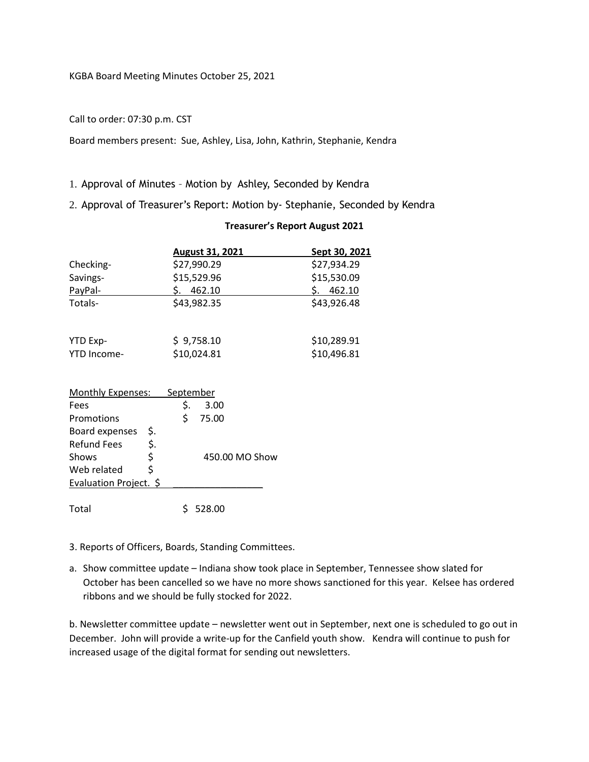KGBA Board Meeting Minutes October 25, 2021

Call to order: 07:30 p.m. CST

Board members present: Sue, Ashley, Lisa, John, Kathrin, Stephanie, Kendra

1. Approval of Minutes – Motion by Ashley, Seconded by Kendra
2. Approval of Treasurer's Report: Motion by- Stephanie, Seconded by Kendra

**Treasurer's Report August 2021**

| | August 31, 2021 | Sept 30, 2021 |
|---|---|---|
| Checking- | $27,990.29 | $27,934.29 |
| Savings- | $15,529.96 | $15,530.09 |
| PayPal- | $. 462.10 | $. 462.10 |
| Totals- | $43,982.35 | $43,926.48 |
| | | |
| YTD Exp- | $ 9,758.10 | $10,289.91 |
| YTD Income- | $10,024.81 | $10,496.81 |

| Monthly Expenses: | September |
|---|---|
| Fees | $. 3.00 |
| Promotions | $ 75.00 |
| Board expenses $. | |
| Refund Fees $. | |
| Shows $ | 450.00 MO Show |
| Web related $ | |
| Evaluation Project. $ | |
| | |
| Total | $ 528.00 |

3. Reports of Officers, Boards, Standing Committees.

a. Show committee update – Indiana show took place in September, Tennessee show slated for October has been cancelled so we have no more shows sanctioned for this year. Kelsee has ordered ribbons and we should be fully stocked for 2022.

b. Newsletter committee update – newsletter went out in September, next one is scheduled to go out in December. John will provide a write-up for the Canfield youth show. Kendra will continue to push for increased usage of the digital format for sending out newsletters.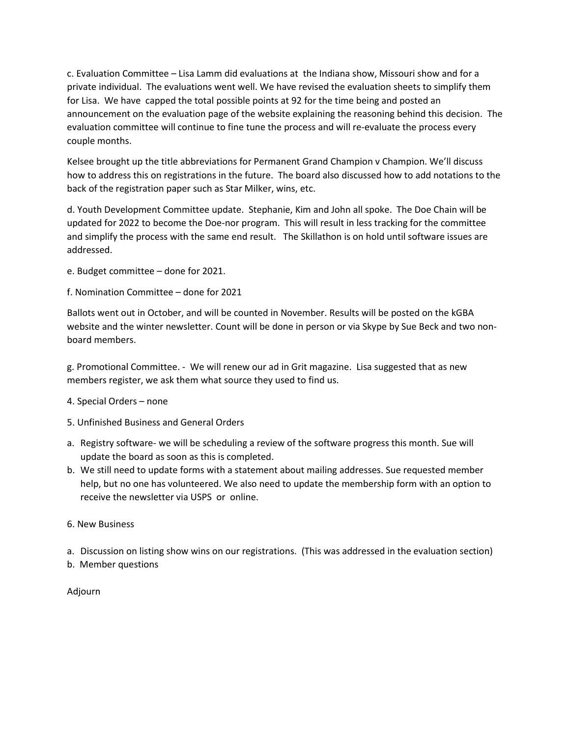c. Evaluation Committee – Lisa Lamm did evaluations at the Indiana show, Missouri show and for a private individual. The evaluations went well. We have revised the evaluation sheets to simplify them for Lisa. We have capped the total possible points at 92 for the time being and posted an announcement on the evaluation page of the website explaining the reasoning behind this decision. The evaluation committee will continue to fine tune the process and will re-evaluate the process every couple months.

Kelsee brought up the title abbreviations for Permanent Grand Champion v Champion. We'll discuss how to address this on registrations in the future. The board also discussed how to add notations to the back of the registration paper such as Star Milker, wins, etc.

d. Youth Development Committee update. Stephanie, Kim and John all spoke. The Doe Chain will be updated for 2022 to become the Doe-nor program. This will result in less tracking for the committee and simplify the process with the same end result. The Skillathon is on hold until software issues are addressed.

e. Budget committee – done for 2021.

f. Nomination Committee – done for 2021

Ballots went out in October, and will be counted in November. Results will be posted on the kGBA website and the winter newsletter. Count will be done in person or via Skype by Sue Beck and two non-board members.

g. Promotional Committee. - We will renew our ad in Grit magazine. Lisa suggested that as new members register, we ask them what source they used to find us.

4. Special Orders – none

5. Unfinished Business and General Orders

a. Registry software- we will be scheduling a review of the software progress this month. Sue will update the board as soon as this is completed.
b. We still need to update forms with a statement about mailing addresses. Sue requested member help, but no one has volunteered. We also need to update the membership form with an option to receive the newsletter via USPS or online.

6. New Business

a. Discussion on listing show wins on our registrations. (This was addressed in the evaluation section)
b. Member questions

Adjourn